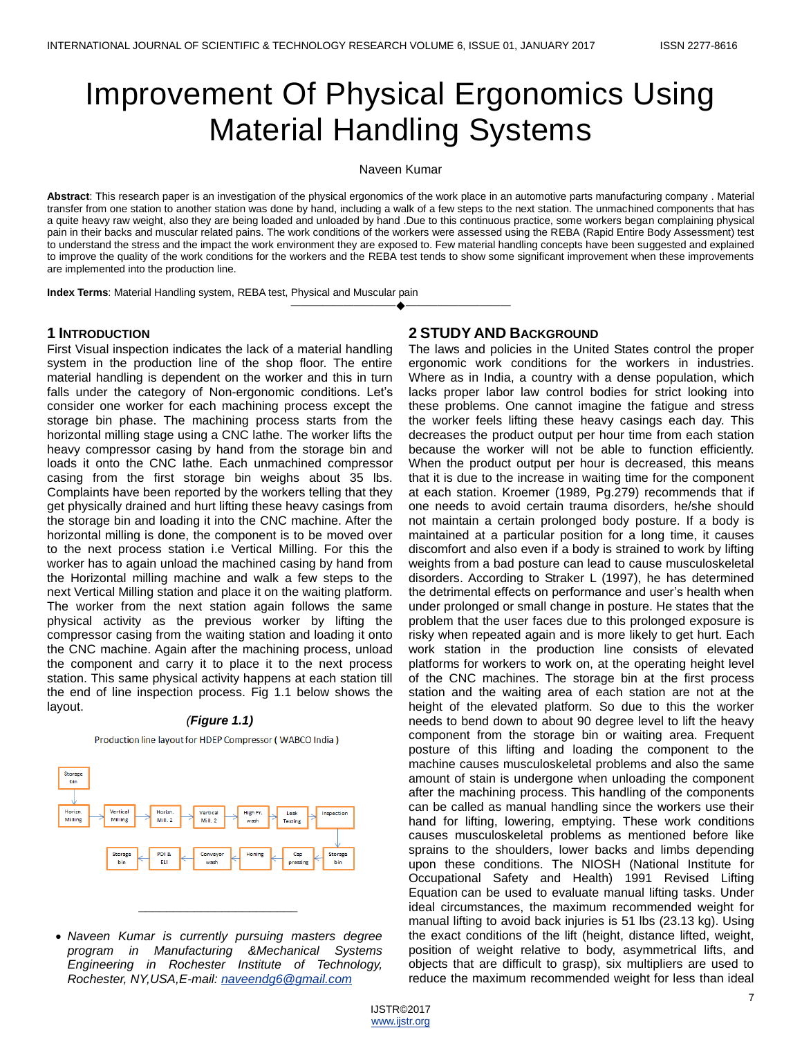# Improvement Of Physical Ergonomics Using Material Handling Systems

Naveen Kumar

**Abstract**: This research paper is an investigation of the physical ergonomics of the work place in an automotive parts manufacturing company . Material transfer from one station to another station was done by hand, including a walk of a few steps to the next station. The unmachined components that has a quite heavy raw weight, also they are being loaded and unloaded by hand .Due to this continuous practice, some workers began complaining physical pain in their backs and muscular related pains. The work conditions of the workers were assessed using the REBA (Rapid Entire Body Assessment) test to understand the stress and the impact the work environment they are exposed to. Few material handling concepts have been suggested and explained to improve the quality of the work conditions for the workers and the REBA test tends to show some significant improvement when these improvements are implemented into the production line.

**Index Terms**: Material Handling system, REBA test, Physical and Muscular pain

## 1 Introduction

First Visual inspection indicates the lack of a material handling system in the production line of the shop floor. The entire material handling is dependent on the worker and this in turn falls under the category of Non-ergonomic conditions. Let's consider one worker for each machining process except the storage bin phase. The machining process starts from the horizontal milling stage using a CNC lathe. The worker lifts the heavy compressor casing by hand from the storage bin and loads it onto the CNC lathe. Each unmachined compressor casing from the first storage bin weighs about 35 lbs. Complaints have been reported by the workers telling that they get physically drained and hurt lifting these heavy casings from the storage bin and loading it into the CNC machine. After the horizontal milling is done, the component is to be moved over to the next process station i.e Vertical Milling. For this the worker has to again unload the machined casing by hand from the Horizontal milling machine and walk a few steps to the next Vertical Milling station and place it on the waiting platform. The worker from the next station again follows the same physical activity as the previous worker by lifting the compressor casing from the waiting station and loading it onto the CNC machine. Again after the machining process, unload the component and carry it to place it to the next process station. This same physical activity happens at each station till the end of line inspection process. Fig 1.1 below shows the layout.

*(Figure 1.1)*

Production line layout for HDEP Compressor ( WABCO India )

Storage bin → Horizn. Milling → Vertical Milling → Horizn. Mill. 2 → Vertical Mill. 2 → High Pr. wash → Leak Testing → Inspection → Storage bin → Cap pressing → Honing → Conveyor wash → PDI & ELI → Storage bin

- *Naveen Kumar is currently pursuing masters degree program in Manufacturing &Mechanical Systems Engineering in Rochester Institute of Technology, Rochester, NY,USA,E-mail: naveendg6@gmail.com*

## 2 Study and Background

The laws and policies in the United States control the proper ergonomic work conditions for the workers in industries. Where as in India, a country with a dense population, which lacks proper labor law control bodies for strict looking into these problems. One cannot imagine the fatigue and stress the worker feels lifting these heavy casings each day. This decreases the product output per hour time from each station because the worker will not be able to function efficiently. When the product output per hour is decreased, this means that it is due to the increase in waiting time for the component at each station. Kroemer (1989, Pg.279) recommends that if one needs to avoid certain trauma disorders, he/she should not maintain a certain prolonged body posture. If a body is maintained at a particular position for a long time, it causes discomfort and also even if a body is strained to work by lifting weights from a bad posture can lead to cause musculoskeletal disorders. According to Straker L (1997), he has determined the detrimental effects on performance and user's health when under prolonged or small change in posture. He states that the problem that the user faces due to this prolonged exposure is risky when repeated again and is more likely to get hurt. Each work station in the production line consists of elevated platforms for workers to work on, at the operating height level of the CNC machines. The storage bin at the first process station and the waiting area of each station are not at the height of the elevated platform. So due to this the worker needs to bend down to about 90 degree level to lift the heavy component from the storage bin or waiting area. Frequent posture of this lifting and loading the component to the machine causes musculoskeletal problems and also the same amount of stain is undergone when unloading the component after the machining process. This handling of the components can be called as manual handling since the workers use their hand for lifting, lowering, emptying. These work conditions causes musculoskeletal problems as mentioned before like sprains to the shoulders, lower backs and limbs depending upon these conditions. The NIOSH (National Institute for Occupational Safety and Health) 1991 Revised Lifting Equation can be used to evaluate manual lifting tasks. Under ideal circumstances, the maximum recommended weight for manual lifting to avoid back injuries is 51 lbs (23.13 kg). Using the exact conditions of the lift (height, distance lifted, weight, position of weight relative to body, asymmetrical lifts, and objects that are difficult to grasp), six multipliers are used to reduce the maximum recommended weight for less than ideal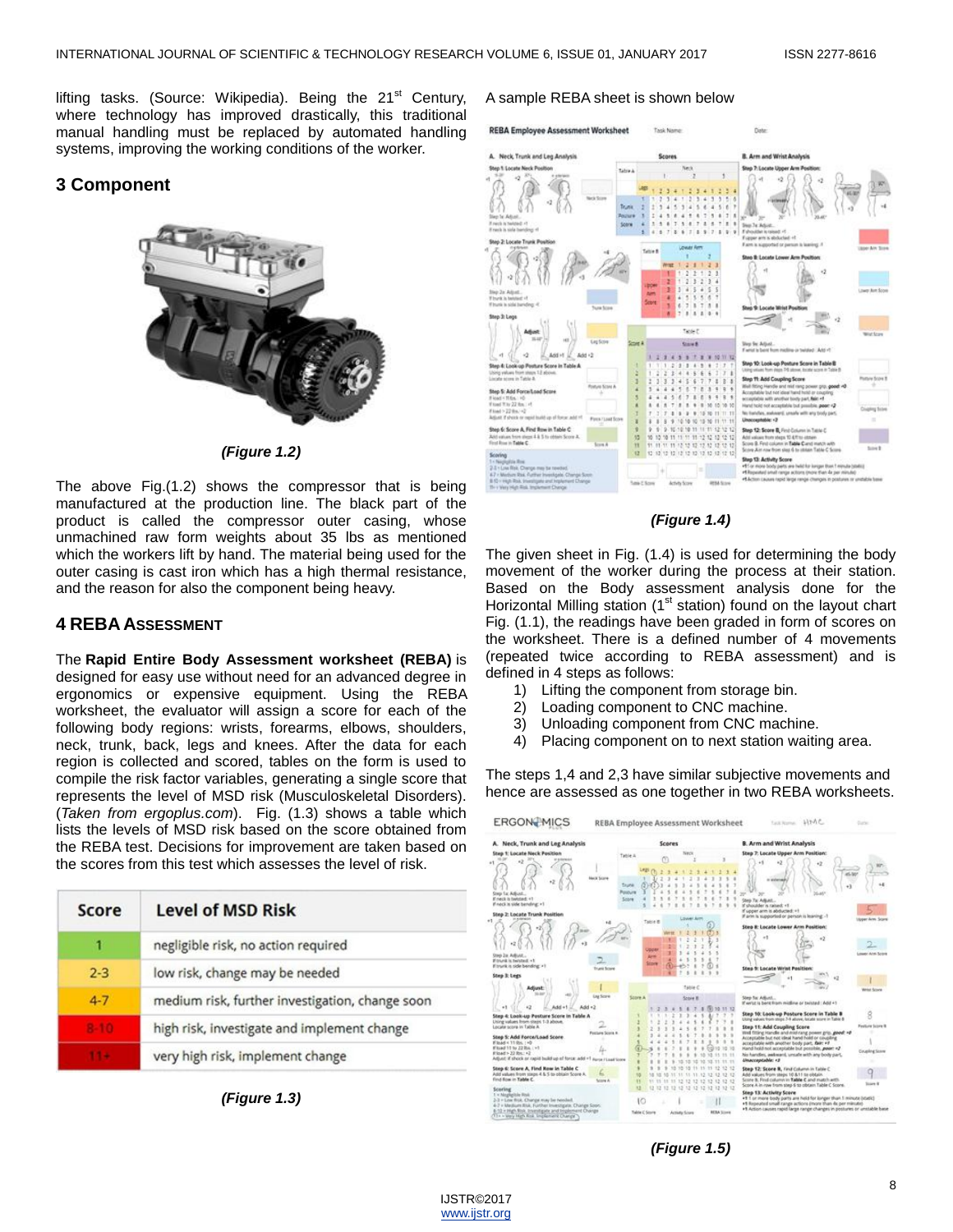lifting tasks. (Source: Wikipedia). Being the 21st Century, where technology has improved drastically, this traditional manual handling must be replaced by automated handling systems, improving the working conditions of the worker.

## 3 Component

*(Figure 1.2)*

The above Fig.(1.2) shows the compressor that is being manufactured at the production line. The black part of the product is called the compressor outer casing, whose unmachined raw form weights about 35 lbs as mentioned which the workers lift by hand. The material being used for the outer casing is cast iron which has a high thermal resistance, and the reason for also the component being heavy.

## 4 REBA Assessment

The **Rapid Entire Body Assessment worksheet (REBA)** is designed for easy use without need for an advanced degree in ergonomics or expensive equipment. Using the REBA worksheet, the evaluator will assign a score for each of the following body regions: wrists, forearms, elbows, shoulders, neck, trunk, back, legs and knees. After the data for each region is collected and scored, tables on the form is used to compile the risk factor variables, generating a single score that represents the level of MSD risk (Musculoskeletal Disorders). (*Taken from ergoplus.com*). Fig. (1.3) shows a table which lists the levels of MSD risk based on the score obtained from the REBA test. Decisions for improvement are taken based on the scores from this test which assesses the level of risk.

| Score | Level of MSD Risk |
|---|---|
| 1 | negligible risk, no action required |
| 2-3 | low risk, change may be needed |
| 4-7 | medium risk, further investigation, change soon |
| 8-10 | high risk, investigate and implement change |
| 11+ | very high risk, implement change |

*(Figure 1.3)*

A sample REBA sheet is shown below

*(Figure 1.4)*

The given sheet in Fig. (1.4) is used for determining the body movement of the worker during the process at their station. Based on the Body assessment analysis done for the Horizontal Milling station (1st station) found on the layout chart Fig. (1.1), the readings have been graded in form of scores on the worksheet. There is a defined number of 4 movements (repeated twice according to REBA assessment) and is defined in 4 steps as follows:

1) Lifting the component from storage bin.
2) Loading component to CNC machine.
3) Unloading component from CNC machine.
4) Placing component on to next station waiting area.

The steps 1,4 and 2,3 have similar subjective movements and hence are assessed as one together in two REBA worksheets.

*(Figure 1.5)*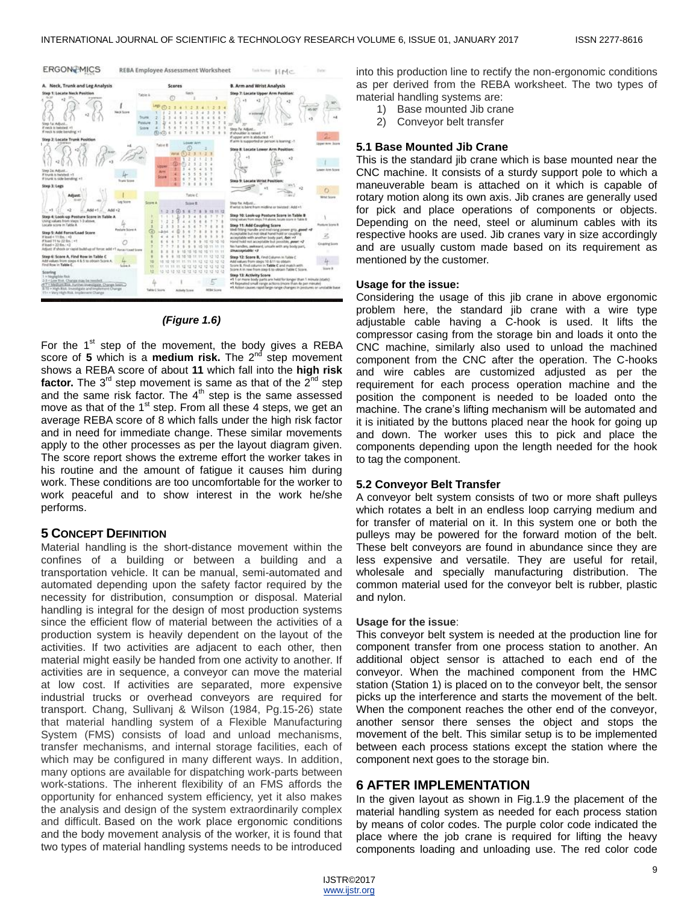*(Figure 1.6)*

For the 1st step of the movement, the body gives a REBA score of **5** which is a **medium risk.** The 2nd step movement shows a REBA score of about **11** which fall into the **high risk factor.** The 3rd step movement is same as that of the 2nd step and the same risk factor. The 4th step is the same assessed move as that of the 1st step. From all these 4 steps, we get an average REBA score of 8 which falls under the high risk factor and in need for immediate change. These similar movements apply to the other processes as per the layout diagram given. The score report shows the extreme effort the worker takes in his routine and the amount of fatigue it causes him during work. These conditions are too uncomfortable for the worker to work peaceful and to show interest in the work he/she performs.

## 5 CONCEPT DEFINITION

Material handling is the short-distance movement within the confines of a building or between a building and a transportation vehicle. It can be manual, semi-automated and automated depending upon the safety factor required by the necessity for distribution, consumption or disposal. Material handling is integral for the design of most production systems since the efficient flow of material between the activities of a production system is heavily dependent on the layout of the activities. If two activities are adjacent to each other, then material might easily be handed from one activity to another. If activities are in sequence, a conveyor can move the material at low cost. If activities are separated, more expensive industrial trucks or overhead conveyors are required for transport. Chang, Sullivanj & Wilson (1984, Pg.15-26) state that material handling system of a Flexible Manufacturing System (FMS) consists of load and unload mechanisms, transfer mechanisms, and internal storage facilities, each of which may be configured in many different ways. In addition, many options are available for dispatching work-parts between work-stations. The inherent flexibility of an FMS affords the opportunity for enhanced system efficiency, yet it also makes the analysis and design of the system extraordinarily complex and difficult. Based on the work place ergonomic conditions and the body movement analysis of the worker, it is found that two types of material handling systems needs to be introduced into this production line to rectify the non-ergonomic conditions as per derived from the REBA worksheet. The two types of material handling systems are:

1) Base mounted Jib crane
2) Conveyor belt transfer

### 5.1 Base Mounted Jib Crane

This is the standard jib crane which is base mounted near the CNC machine. It consists of a sturdy support pole to which a maneuverable beam is attached on it which is capable of rotary motion along its own axis. Jib cranes are generally used for pick and place operations of components or objects. Depending on the need, steel or aluminum cables with its respective hooks are used. Jib cranes vary in size accordingly and are usually custom made based on its requirement as mentioned by the customer.

**Usage for the issue:**

Considering the usage of this jib crane in above ergonomic problem here, the standard jib crane with a wire type adjustable cable having a C-hook is used. It lifts the compressor casing from the storage bin and loads it onto the CNC machine, similarly also used to unload the machined component from the CNC after the operation. The C-hooks and wire cables are customized adjusted as per the requirement for each process operation machine and the position the component is needed to be loaded onto the machine. The crane's lifting mechanism will be automated and it is initiated by the buttons placed near the hook for going up and down. The worker uses this to pick and place the components depending upon the length needed for the hook to tag the component.

### 5.2 Conveyor Belt Transfer

A conveyor belt system consists of two or more shaft pulleys which rotates a belt in an endless loop carrying medium and for transfer of material on it. In this system one or both the pulleys may be powered for the forward motion of the belt. These belt conveyors are found in abundance since they are less expensive and versatile. They are useful for retail, wholesale and specially manufacturing distribution. The common material used for the conveyor belt is rubber, plastic and nylon.

**Usage for the issue**:

This conveyor belt system is needed at the production line for component transfer from one process station to another. An additional object sensor is attached to each end of the conveyor. When the machined component from the HMC station (Station 1) is placed on to the conveyor belt, the sensor picks up the interference and starts the movement of the belt. When the component reaches the other end of the conveyor, another sensor there senses the object and stops the movement of the belt. This similar setup is to be implemented between each process stations except the station where the component next goes to the storage bin.

## 6 AFTER IMPLEMENTATION

In the given layout as shown in Fig.1.9 the placement of the material handling system as needed for each process station by means of color codes. The purple color code indicated the place where the job crane is required for lifting the heavy components loading and unloading use. The red color code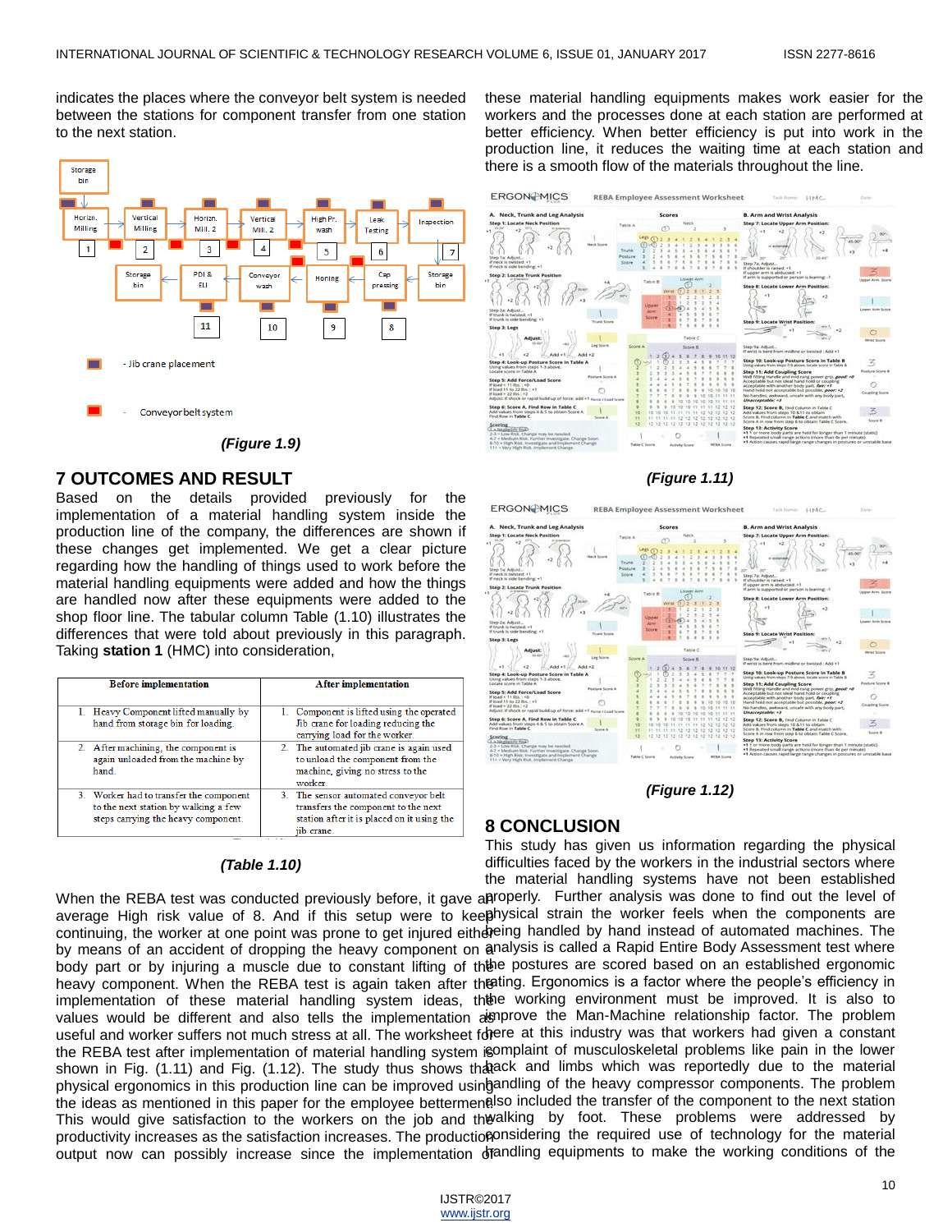indicates the places where the conveyor belt system is needed between the stations for component transfer from one station to the next station.

(Figure 1.9)

## 7 OUTCOMES AND RESULT

Based on the details provided previously for the implementation of a material handling system inside the production line of the company, the differences are shown if these changes get implemented. We get a clear picture regarding how the handling of things used to work before the material handling equipments were added and how the things are handled now after these equipments were added to the shop floor line. The tabular column Table (1.10) illustrates the differences that were told about previously in this paragraph. Taking **station 1** (HMC) into consideration,

| Before implementation | After implementation |
|---|---|
| 1. Heavy Component lifted manually by hand from storage bin for loading. | 1. Component is lifted using the operated Jib crane for loading the carrying load for the worker. |
| 2. After machining, the component is again unloaded from the machine by hand. | 2. The automated jib crane is again used to unload the component from the machine, giving no stress to the worker. |
| 3. Worker had to transfer the component to the next station by walking a few steps carrying the heavy component. | 3. The sensor automated conveyor belt transfers the component to the next station after it is placed on it using the jib crane. |

(Table 1.10)

When the REBA test was conducted previously before, it gave an average High risk value of 8. And if this setup were to keep continuing, the worker at one point was prone to get injured either by means of an accident of dropping the heavy component on a body part or by injuring a muscle due to constant lifting of the heavy component. When the REBA test is again taken after the implementation of these material handling system ideas, the values would be different and also tells the implementation as useful and worker suffers not much stress at all. The worksheet for the REBA test after implementation of material handling system is shown in Fig. (1.11) and Fig. (1.12). The study thus shows that physical ergonomics in this production line can be improved using the ideas as mentioned in this paper for the employee betterment. This would give satisfaction to the workers on the job and the productivity increases as the satisfaction increases. The production output now can possibly increase since the implementation of these material handling equipments makes work easier for the workers and the processes done at each station are performed at better efficiency. When better efficiency is put into work in the production line, it reduces the waiting time at each station and there is a smooth flow of the materials throughout the line.

(Figure 1.11)

(Figure 1.12)

## 8 CONCLUSION

This study has given us information regarding the physical difficulties faced by the workers in the industrial sectors where the material handling systems have not been established properly. Further analysis was done to find out the level of physical strain the worker feels when the components are being handled by hand instead of automated machines. The analysis is called a Rapid Entire Body Assessment test where the postures are scored based on an established ergonomic rating. Ergonomics is a factor where the people's efficiency in the working environment must be improved. It is also to improve the Man-Machine relationship factor. The problem here at this industry was that workers had given a constant complaint of musculoskeletal problems like pain in the lower back and limbs which was reportedly due to the material handling of the heavy compressor components. The problem also included the transfer of the component to the next station walking by foot. These problems were addressed by considering the required use of technology for the material handling equipments to make the working conditions of the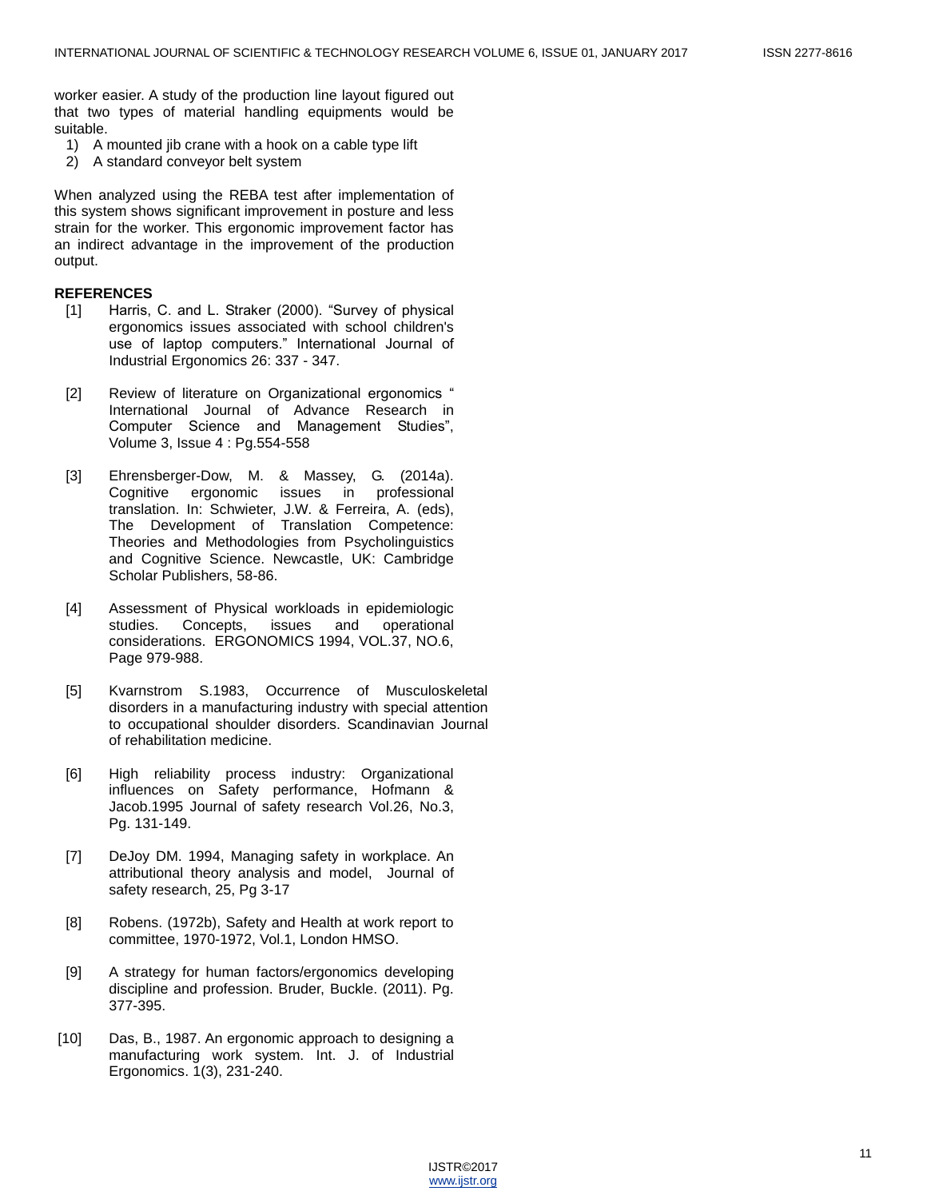worker easier. A study of the production line layout figured out that two types of material handling equipments would be suitable.

1) A mounted jib crane with a hook on a cable type lift
2) A standard conveyor belt system

When analyzed using the REBA test after implementation of this system shows significant improvement in posture and less strain for the worker. This ergonomic improvement factor has an indirect advantage in the improvement of the production output.

**REFERENCES**

[1] Harris, C. and L. Straker (2000). "Survey of physical ergonomics issues associated with school children's use of laptop computers." International Journal of Industrial Ergonomics 26: 337 - 347.

[2] Review of literature on Organizational ergonomics " International Journal of Advance Research in Computer Science and Management Studies", Volume 3, Issue 4 : Pg.554-558

[3] Ehrensberger-Dow, M. & Massey, G. (2014a). Cognitive ergonomic issues in professional translation. In: Schwieter, J.W. & Ferreira, A. (eds), The Development of Translation Competence: Theories and Methodologies from Psycholinguistics and Cognitive Science. Newcastle, UK: Cambridge Scholar Publishers, 58-86.

[4] Assessment of Physical workloads in epidemiologic studies. Concepts, issues and operational considerations. ERGONOMICS 1994, VOL.37, NO.6, Page 979-988.

[5] Kvarnstrom S.1983, Occurrence of Musculoskeletal disorders in a manufacturing industry with special attention to occupational shoulder disorders. Scandinavian Journal of rehabilitation medicine.

[6] High reliability process industry: Organizational influences on Safety performance, Hofmann & Jacob.1995 Journal of safety research Vol.26, No.3, Pg. 131-149.

[7] DeJoy DM. 1994, Managing safety in workplace. An attributional theory analysis and model, Journal of safety research, 25, Pg 3-17

[8] Robens. (1972b), Safety and Health at work report to committee, 1970-1972, Vol.1, London HMSO.

[9] A strategy for human factors/ergonomics developing discipline and profession. Bruder, Buckle. (2011). Pg. 377-395.

[10] Das, B., 1987. An ergonomic approach to designing a manufacturing work system. Int. J. of Industrial Ergonomics. 1(3), 231-240.